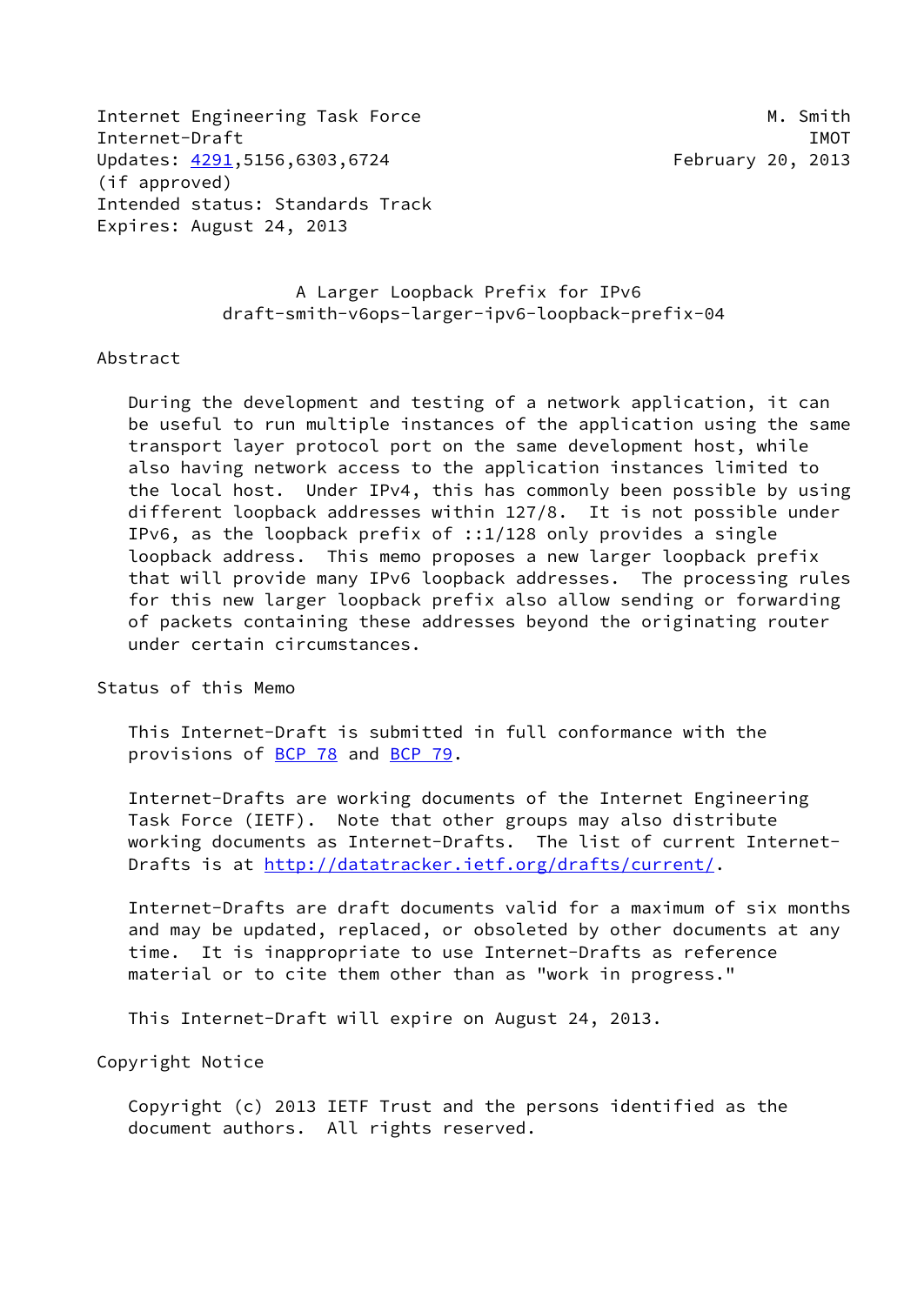Internet Engineering Task Force M. Smith
Internet-Draft IMOT
Updates: 4291,5156,6303,6724 February 20, 2013
(if approved)
Intended status: Standards Track
Expires: August 24, 2013

# A Larger Loopback Prefix for IPv6
## draft-smith-v6ops-larger-ipv6-loopback-prefix-04

## Abstract

During the development and testing of a network application, it can be useful to run multiple instances of the application using the same transport layer protocol port on the same development host, while also having network access to the application instances limited to the local host. Under IPv4, this has commonly been possible by using different loopback addresses within 127/8. It is not possible under IPv6, as the loopback prefix of ::1/128 only provides a single loopback address. This memo proposes a new larger loopback prefix that will provide many IPv6 loopback addresses. The processing rules for this new larger loopback prefix also allow sending or forwarding of packets containing these addresses beyond the originating router under certain circumstances.

## Status of this Memo

This Internet-Draft is submitted in full conformance with the provisions of BCP 78 and BCP 79.

Internet-Drafts are working documents of the Internet Engineering Task Force (IETF). Note that other groups may also distribute working documents as Internet-Drafts. The list of current Internet-Drafts is at http://datatracker.ietf.org/drafts/current/.

Internet-Drafts are draft documents valid for a maximum of six months and may be updated, replaced, or obsoleted by other documents at any time. It is inappropriate to use Internet-Drafts as reference material or to cite them other than as "work in progress."

This Internet-Draft will expire on August 24, 2013.

## Copyright Notice

Copyright (c) 2013 IETF Trust and the persons identified as the document authors. All rights reserved.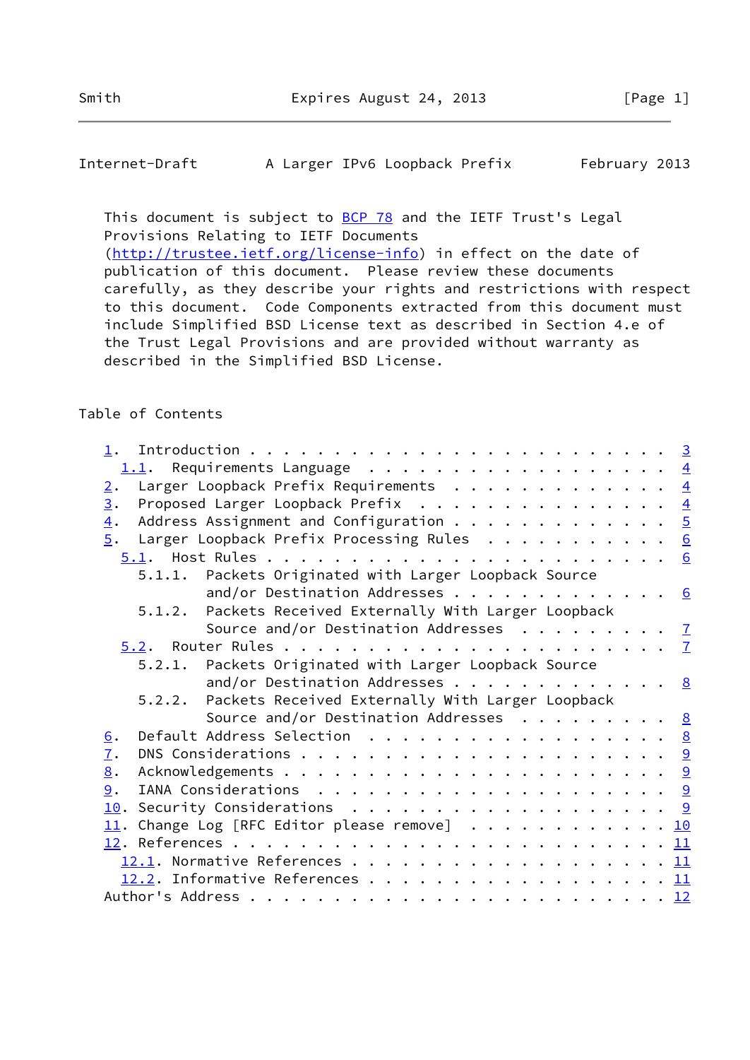This document is subject to BCP 78 and the IETF Trust's Legal Provisions Relating to IETF Documents (http://trustee.ietf.org/license-info) in effect on the date of publication of this document. Please review these documents carefully, as they describe your rights and restrictions with respect to this document. Code Components extracted from this document must include Simplified BSD License text as described in Section 4.e of the Trust Legal Provisions and are provided without warranty as described in the Simplified BSD License.

## Table of Contents

```
   1.  Introduction . . . . . . . . . . . . . . . . . . . . . . . .   3
     1.1.  Requirements Language  . . . . . . . . . . . . . . . . .   4
   2.  Larger Loopback Prefix Requirements  . . . . . . . . . . . .   4
   3.  Proposed Larger Loopback Prefix  . . . . . . . . . . . . . .   4
   4.  Address Assignment and Configuration . . . . . . . . . . . .   5
   5.  Larger Loopback Prefix Processing Rules  . . . . . . . . . .   6
     5.1.  Host Rules . . . . . . . . . . . . . . . . . . . . . . .   6
       5.1.1.  Packets Originated with Larger Loopback Source
               and/or Destination Addresses . . . . . . . . . . . .   6
       5.1.2.  Packets Received Externally With Larger Loopback
               Source and/or Destination Addresses  . . . . . . . .   7
     5.2.  Router Rules . . . . . . . . . . . . . . . . . . . . . .   7
       5.2.1.  Packets Originated with Larger Loopback Source
               and/or Destination Addresses . . . . . . . . . . . .   8
       5.2.2.  Packets Received Externally With Larger Loopback
               Source and/or Destination Addresses  . . . . . . . .   8
   6.  Default Address Selection  . . . . . . . . . . . . . . . . .   8
   7.  DNS Considerations . . . . . . . . . . . . . . . . . . . . .   9
   8.  Acknowledgements . . . . . . . . . . . . . . . . . . . . . .   9
   9.  IANA Considerations  . . . . . . . . . . . . . . . . . . . .   9
   10. Security Considerations  . . . . . . . . . . . . . . . . . .   9
   11. Change Log [RFC Editor please remove]  . . . . . . . . . . .  10
   12. References . . . . . . . . . . . . . . . . . . . . . . . . .  11
     12.1. Normative References . . . . . . . . . . . . . . . . . .  11
     12.2. Informative References . . . . . . . . . . . . . . . . .  11
   Author's Address . . . . . . . . . . . . . . . . . . . . . . . .  12
```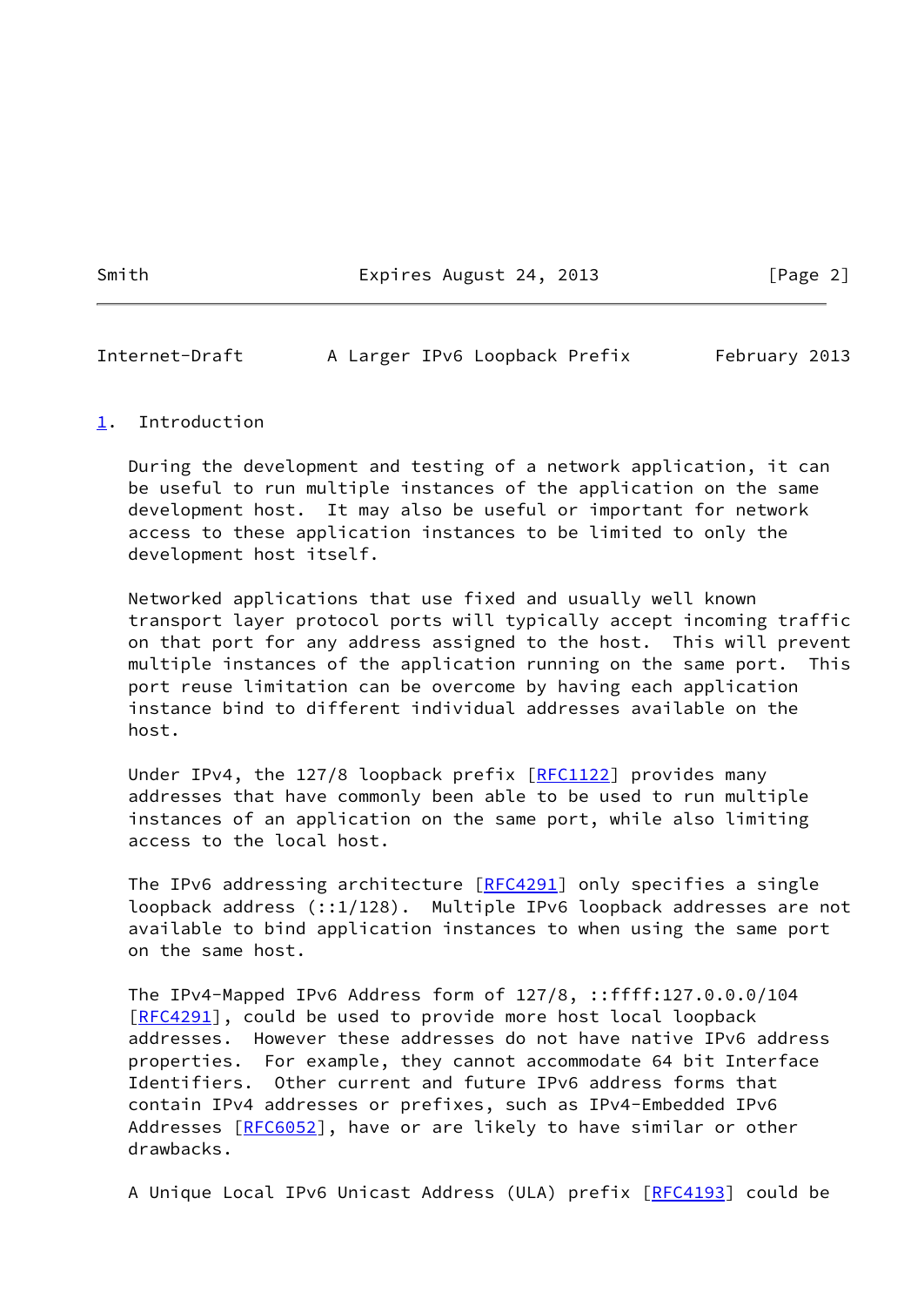## 1. Introduction

During the development and testing of a network application, it can be useful to run multiple instances of the application on the same development host. It may also be useful or important for network access to these application instances to be limited to only the development host itself.

Networked applications that use fixed and usually well known transport layer protocol ports will typically accept incoming traffic on that port for any address assigned to the host. This will prevent multiple instances of the application running on the same port. This port reuse limitation can be overcome by having each application instance bind to different individual addresses available on the host.

Under IPv4, the 127/8 loopback prefix [RFC1122] provides many addresses that have commonly been able to be used to run multiple instances of an application on the same port, while also limiting access to the local host.

The IPv6 addressing architecture [RFC4291] only specifies a single loopback address (::1/128). Multiple IPv6 loopback addresses are not available to bind application instances to when using the same port on the same host.

The IPv4-Mapped IPv6 Address form of 127/8, ::ffff:127.0.0.0/104 [RFC4291], could be used to provide more host local loopback addresses. However these addresses do not have native IPv6 address properties. For example, they cannot accommodate 64 bit Interface Identifiers. Other current and future IPv6 address forms that contain IPv4 addresses or prefixes, such as IPv4-Embedded IPv6 Addresses [RFC6052], have or are likely to have similar or other drawbacks.

A Unique Local IPv6 Unicast Address (ULA) prefix [RFC4193] could be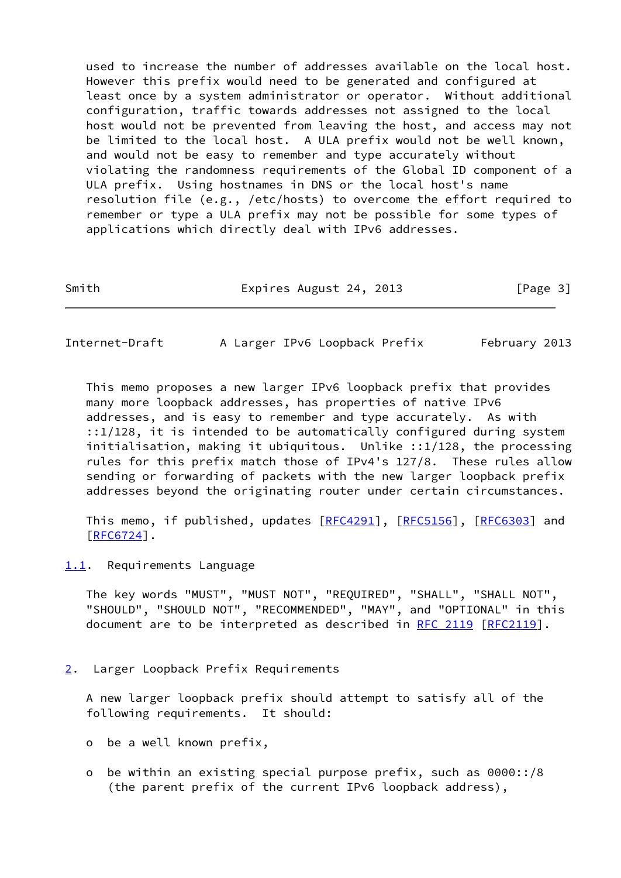used to increase the number of addresses available on the local host. However this prefix would need to be generated and configured at least once by a system administrator or operator. Without additional configuration, traffic towards addresses not assigned to the local host would not be prevented from leaving the host, and access may not be limited to the local host. A ULA prefix would not be well known, and would not be easy to remember and type accurately without violating the randomness requirements of the Global ID component of a ULA prefix. Using hostnames in DNS or the local host's name resolution file (e.g., /etc/hosts) to overcome the effort required to remember or type a ULA prefix may not be possible for some types of applications which directly deal with IPv6 addresses.

This memo proposes a new larger IPv6 loopback prefix that provides many more loopback addresses, has properties of native IPv6 addresses, and is easy to remember and type accurately. As with ::1/128, it is intended to be automatically configured during system initialisation, making it ubiquitous. Unlike ::1/128, the processing rules for this prefix match those of IPv4's 127/8. These rules allow sending or forwarding of packets with the new larger loopback prefix addresses beyond the originating router under certain circumstances.

This memo, if published, updates [RFC4291], [RFC5156], [RFC6303] and [RFC6724].

### 1.1. Requirements Language

The key words "MUST", "MUST NOT", "REQUIRED", "SHALL", "SHALL NOT", "SHOULD", "SHOULD NOT", "RECOMMENDED", "MAY", and "OPTIONAL" in this document are to be interpreted as described in RFC 2119 [RFC2119].

## 2. Larger Loopback Prefix Requirements

A new larger loopback prefix should attempt to satisfy all of the following requirements. It should:

- be a well known prefix,
- be within an existing special purpose prefix, such as 0000::/8 (the parent prefix of the current IPv6 loopback address),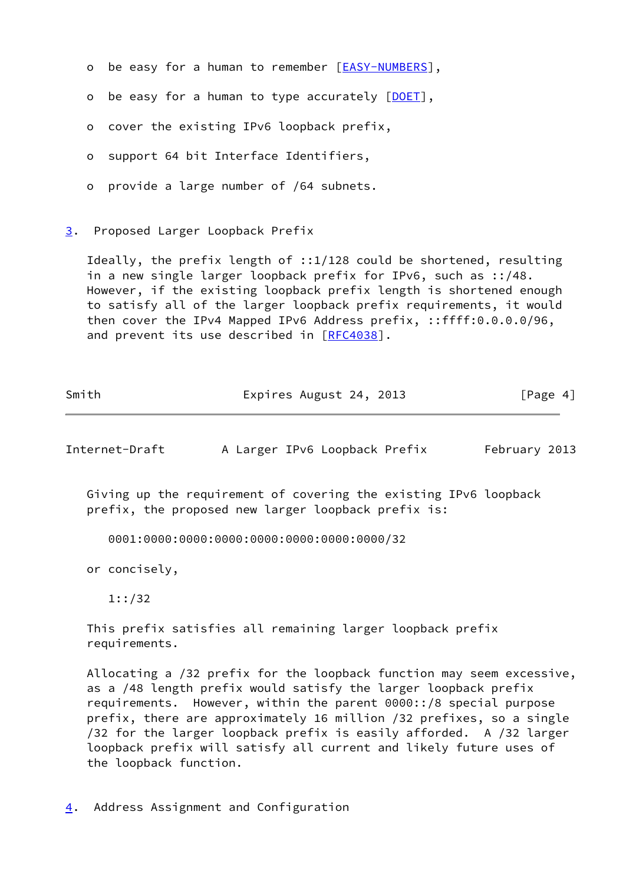- be easy for a human to remember [EASY-NUMBERS],
- be easy for a human to type accurately [DOET],
- cover the existing IPv6 loopback prefix,
- support 64 bit Interface Identifiers,
- provide a large number of /64 subnets.

## 3. Proposed Larger Loopback Prefix

Ideally, the prefix length of ::1/128 could be shortened, resulting in a new single larger loopback prefix for IPv6, such as ::/48. However, if the existing loopback prefix length is shortened enough to satisfy all of the larger loopback prefix requirements, it would then cover the IPv4 Mapped IPv6 Address prefix, ::ffff:0.0.0.0/96, and prevent its use described in [RFC4038].

Giving up the requirement of covering the existing IPv6 loopback prefix, the proposed new larger loopback prefix is:

```
0001:0000:0000:0000:0000:0000:0000:0000/32
```

or concisely,

```
1::/32
```

This prefix satisfies all remaining larger loopback prefix requirements.

Allocating a /32 prefix for the loopback function may seem excessive, as a /48 length prefix would satisfy the larger loopback prefix requirements. However, within the parent 0000::/8 special purpose prefix, there are approximately 16 million /32 prefixes, so a single /32 for the larger loopback prefix is easily afforded. A /32 larger loopback prefix will satisfy all current and likely future uses of the loopback function.

## 4. Address Assignment and Configuration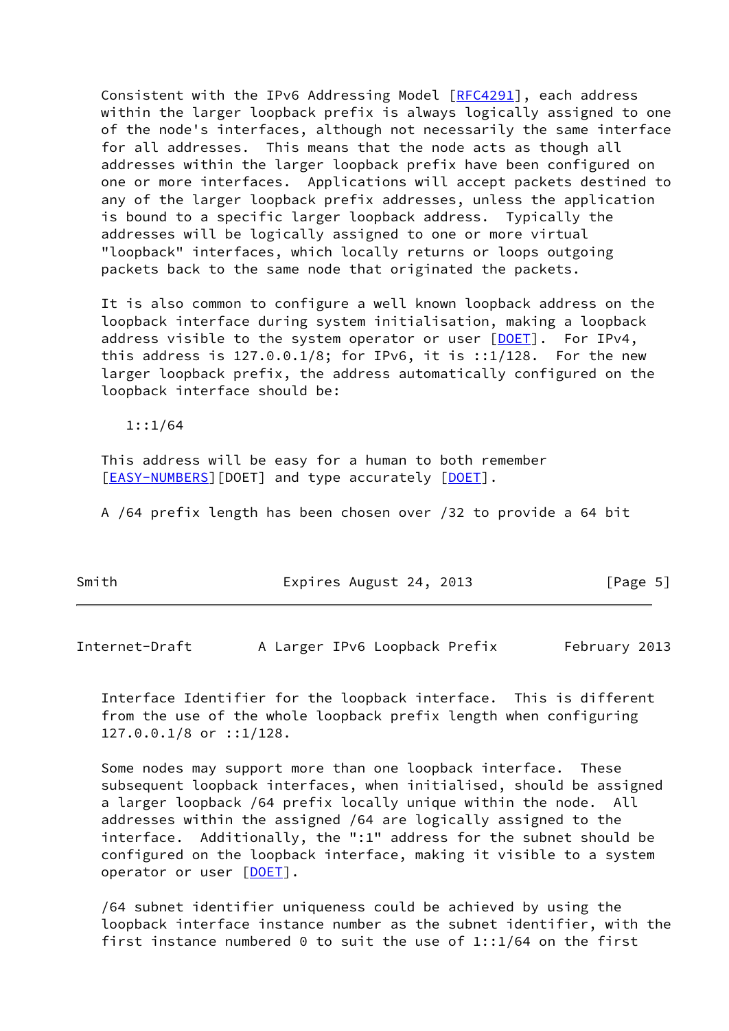Consistent with the IPv6 Addressing Model [RFC4291], each address within the larger loopback prefix is always logically assigned to one of the node's interfaces, although not necessarily the same interface for all addresses. This means that the node acts as though all addresses within the larger loopback prefix have been configured on one or more interfaces. Applications will accept packets destined to any of the larger loopback prefix addresses, unless the application is bound to a specific larger loopback address. Typically the addresses will be logically assigned to one or more virtual "loopback" interfaces, which locally returns or loops outgoing packets back to the same node that originated the packets.

It is also common to configure a well known loopback address on the loopback interface during system initialisation, making a loopback address visible to the system operator or user [DOET]. For IPv4, this address is 127.0.0.1/8; for IPv6, it is ::1/128. For the new larger loopback prefix, the address automatically configured on the loopback interface should be:

```
1::1/64
```

This address will be easy for a human to both remember [EASY-NUMBERS][DOET] and type accurately [DOET].

A /64 prefix length has been chosen over /32 to provide a 64 bit Interface Identifier for the loopback interface. This is different from the use of the whole loopback prefix length when configuring 127.0.0.1/8 or ::1/128.

Some nodes may support more than one loopback interface. These subsequent loopback interfaces, when initialised, should be assigned a larger loopback /64 prefix locally unique within the node. All addresses within the assigned /64 are logically assigned to the interface. Additionally, the ":1" address for the subnet should be configured on the loopback interface, making it visible to a system operator or user [DOET].

/64 subnet identifier uniqueness could be achieved by using the loopback interface instance number as the subnet identifier, with the first instance numbered 0 to suit the use of 1::1/64 on the first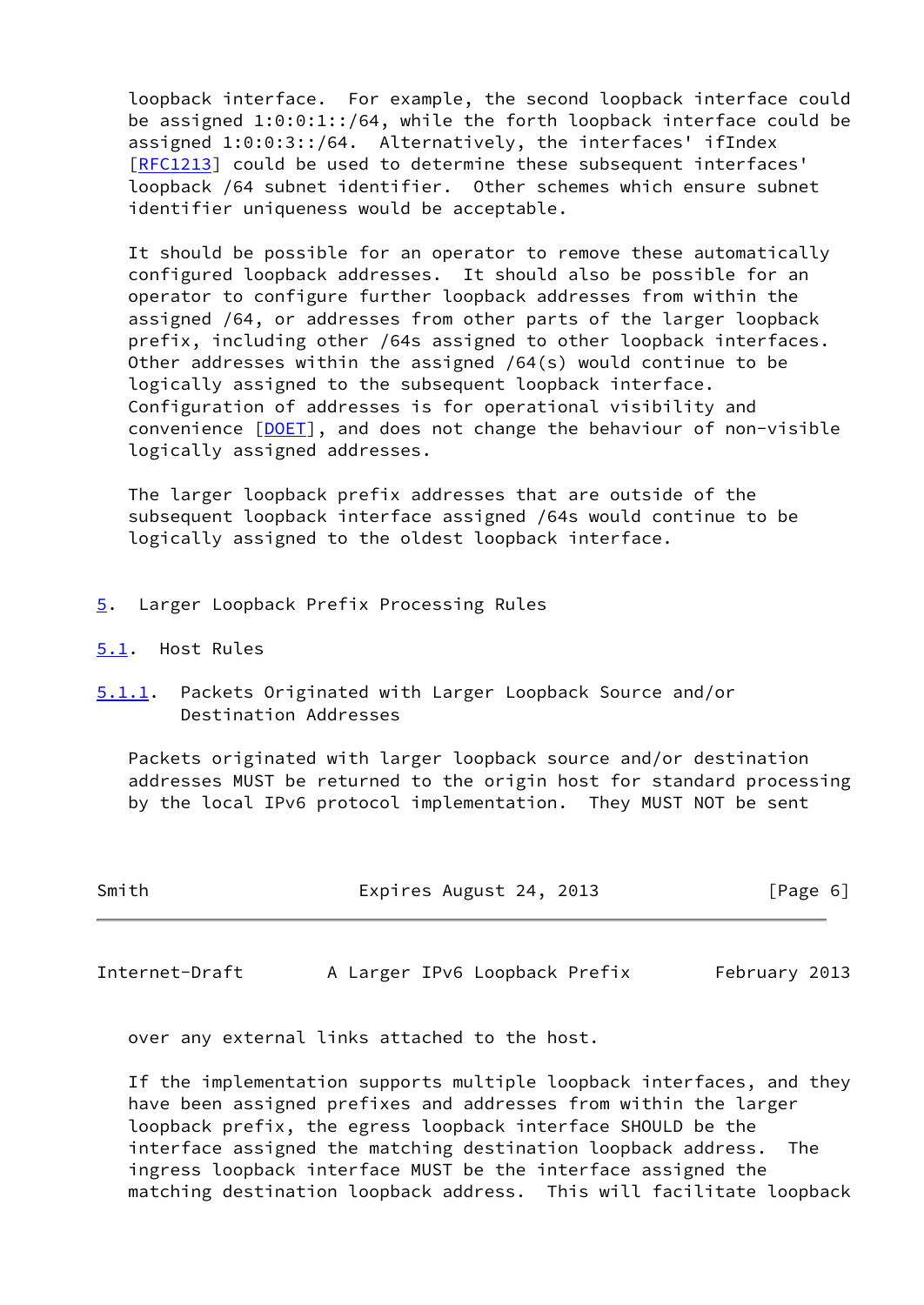loopback interface. For example, the second loopback interface could be assigned 1:0:0:1::/64, while the forth loopback interface could be assigned 1:0:0:3::/64. Alternatively, the interfaces' ifIndex [RFC1213] could be used to determine these subsequent interfaces' loopback /64 subnet identifier. Other schemes which ensure subnet identifier uniqueness would be acceptable.

It should be possible for an operator to remove these automatically configured loopback addresses. It should also be possible for an operator to configure further loopback addresses from within the assigned /64, or addresses from other parts of the larger loopback prefix, including other /64s assigned to other loopback interfaces. Other addresses within the assigned /64(s) would continue to be logically assigned to the subsequent loopback interface. Configuration of addresses is for operational visibility and convenience [DOET], and does not change the behaviour of non-visible logically assigned addresses.

The larger loopback prefix addresses that are outside of the subsequent loopback interface assigned /64s would continue to be logically assigned to the oldest loopback interface.

# 5. Larger Loopback Prefix Processing Rules

## 5.1. Host Rules

### 5.1.1. Packets Originated with Larger Loopback Source and/or Destination Addresses

Packets originated with larger loopback source and/or destination addresses MUST be returned to the origin host for standard processing by the local IPv6 protocol implementation. They MUST NOT be sent over any external links attached to the host.

If the implementation supports multiple loopback interfaces, and they have been assigned prefixes and addresses from within the larger loopback prefix, the egress loopback interface SHOULD be the interface assigned the matching destination loopback address. The ingress loopback interface MUST be the interface assigned the matching destination loopback address. This will facilitate loopback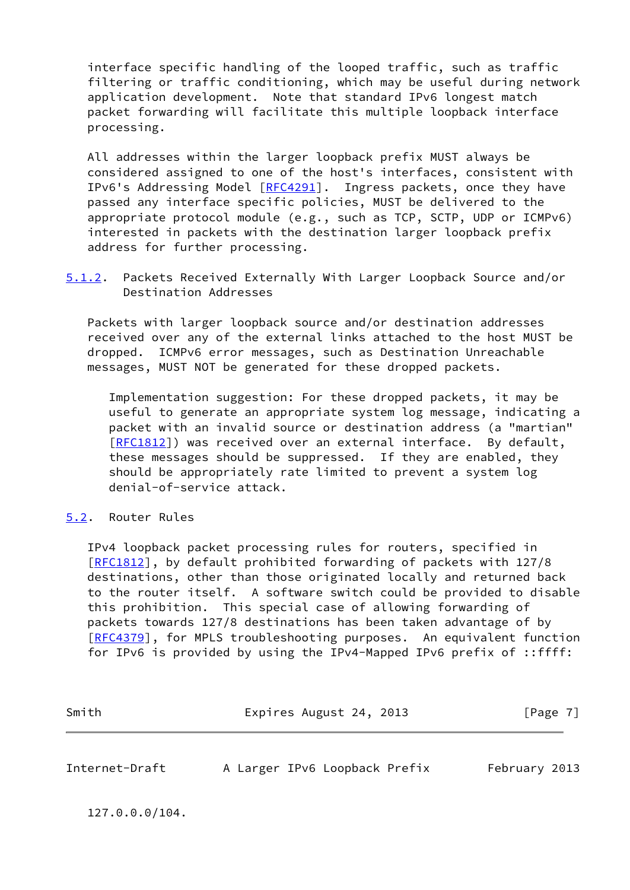interface specific handling of the looped traffic, such as traffic filtering or traffic conditioning, which may be useful during network application development. Note that standard IPv6 longest match packet forwarding will facilitate this multiple loopback interface processing.

All addresses within the larger loopback prefix MUST always be considered assigned to one of the host's interfaces, consistent with IPv6's Addressing Model [RFC4291]. Ingress packets, once they have passed any interface specific policies, MUST be delivered to the appropriate protocol module (e.g., such as TCP, SCTP, UDP or ICMPv6) interested in packets with the destination larger loopback prefix address for further processing.

#### 5.1.2. Packets Received Externally With Larger Loopback Source and/or Destination Addresses

Packets with larger loopback source and/or destination addresses received over any of the external links attached to the host MUST be dropped. ICMPv6 error messages, such as Destination Unreachable messages, MUST NOT be generated for these dropped packets.

> Implementation suggestion: For these dropped packets, it may be useful to generate an appropriate system log message, indicating a packet with an invalid source or destination address (a "martian" [RFC1812]) was received over an external interface. By default, these messages should be suppressed. If they are enabled, they should be appropriately rate limited to prevent a system log denial-of-service attack.

### 5.2. Router Rules

IPv4 loopback packet processing rules for routers, specified in [RFC1812], by default prohibited forwarding of packets with 127/8 destinations, other than those originated locally and returned back to the router itself. A software switch could be provided to disable this prohibition. This special case of allowing forwarding of packets towards 127/8 destinations has been taken advantage of by [RFC4379], for MPLS troubleshooting purposes. An equivalent function for IPv6 is provided by using the IPv4-Mapped IPv6 prefix of ::ffff:127.0.0.0/104.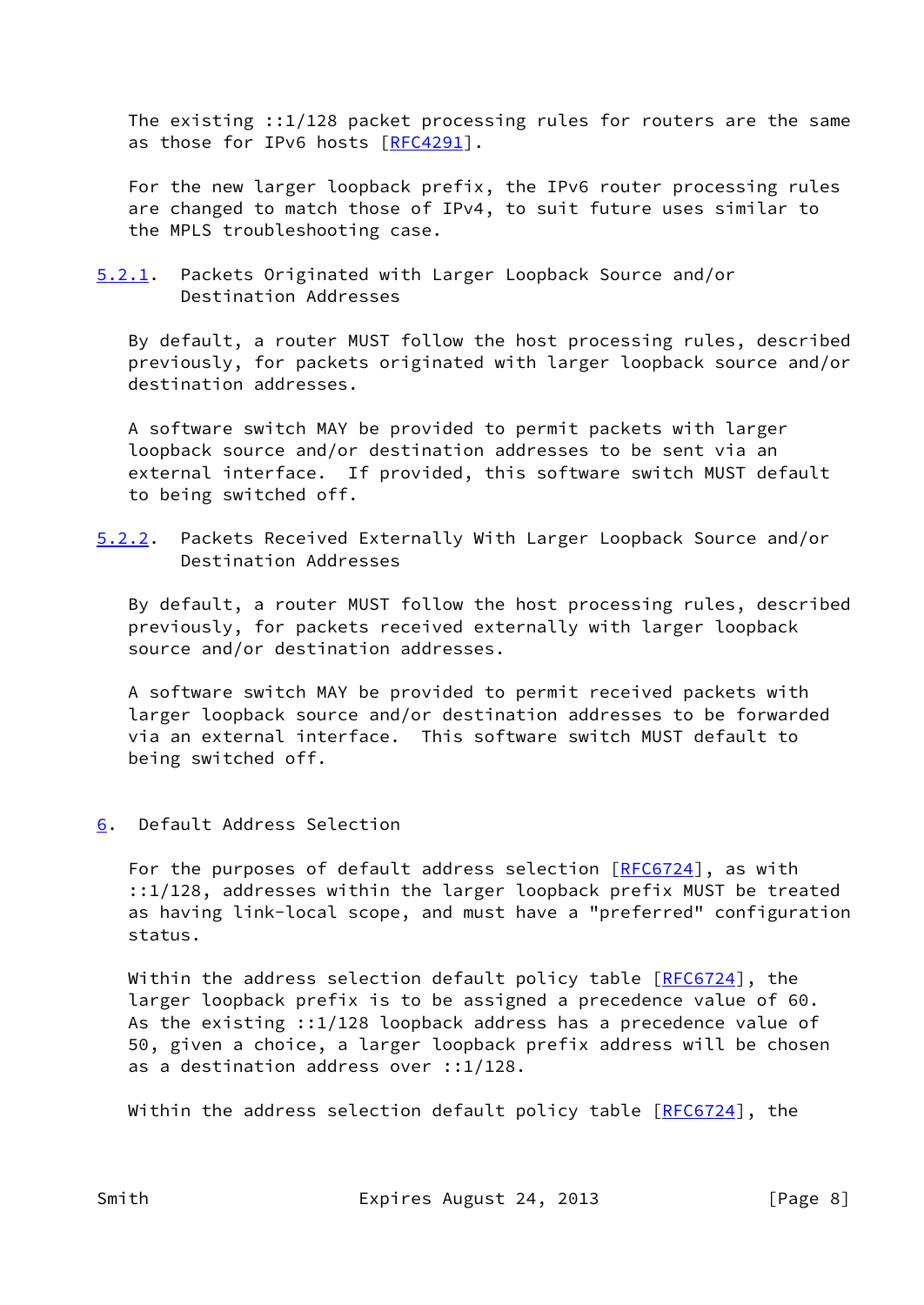The existing ::1/128 packet processing rules for routers are the same as those for IPv6 hosts [RFC4291].

For the new larger loopback prefix, the IPv6 router processing rules are changed to match those of IPv4, to suit future uses similar to the MPLS troubleshooting case.

### 5.2.1. Packets Originated with Larger Loopback Source and/or Destination Addresses

By default, a router MUST follow the host processing rules, described previously, for packets originated with larger loopback source and/or destination addresses.

A software switch MAY be provided to permit packets with larger loopback source and/or destination addresses to be sent via an external interface. If provided, this software switch MUST default to being switched off.

### 5.2.2. Packets Received Externally With Larger Loopback Source and/or Destination Addresses

By default, a router MUST follow the host processing rules, described previously, for packets received externally with larger loopback source and/or destination addresses.

A software switch MAY be provided to permit received packets with larger loopback source and/or destination addresses to be forwarded via an external interface. This software switch MUST default to being switched off.

## 6. Default Address Selection

For the purposes of default address selection [RFC6724], as with ::1/128, addresses within the larger loopback prefix MUST be treated as having link-local scope, and must have a "preferred" configuration status.

Within the address selection default policy table [RFC6724], the larger loopback prefix is to be assigned a precedence value of 60. As the existing ::1/128 loopback address has a precedence value of 50, given a choice, a larger loopback prefix address will be chosen as a destination address over ::1/128.

Within the address selection default policy table [RFC6724], the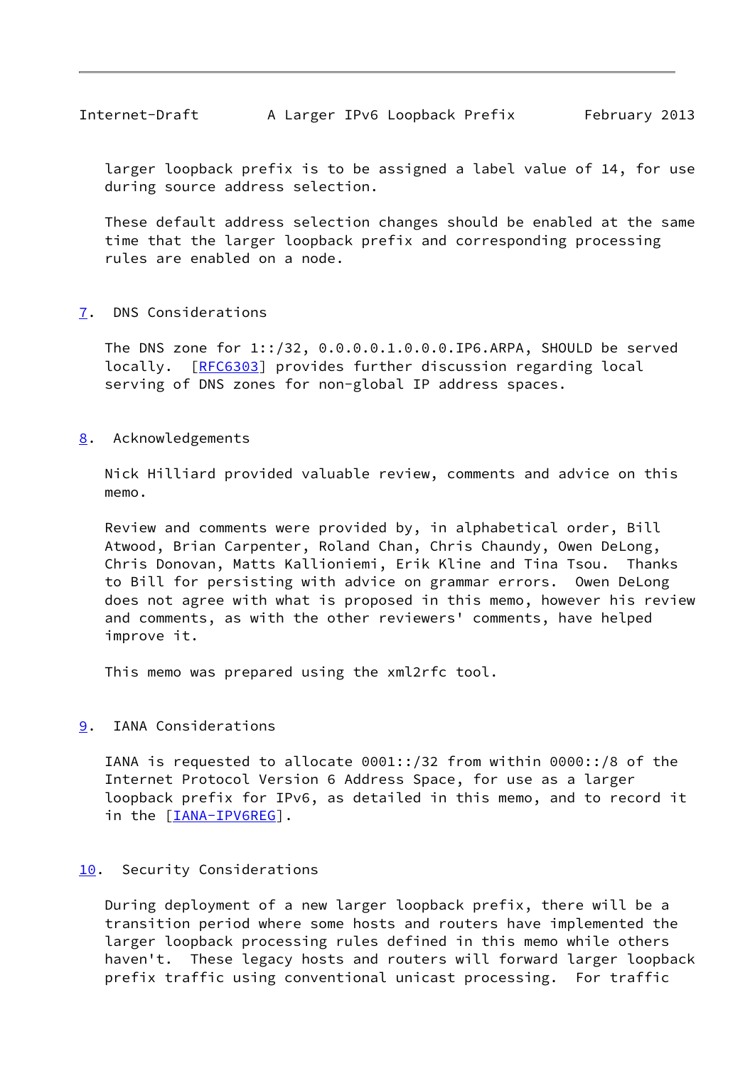larger loopback prefix is to be assigned a label value of 14, for use during source address selection.

These default address selection changes should be enabled at the same time that the larger loopback prefix and corresponding processing rules are enabled on a node.

## 7. DNS Considerations

The DNS zone for 1::/32, 0.0.0.0.1.0.0.0.IP6.ARPA, SHOULD be served locally. [RFC6303] provides further discussion regarding local serving of DNS zones for non-global IP address spaces.

## 8. Acknowledgements

Nick Hilliard provided valuable review, comments and advice on this memo.

Review and comments were provided by, in alphabetical order, Bill Atwood, Brian Carpenter, Roland Chan, Chris Chaundy, Owen DeLong, Chris Donovan, Matts Kallioniemi, Erik Kline and Tina Tsou. Thanks to Bill for persisting with advice on grammar errors. Owen DeLong does not agree with what is proposed in this memo, however his review and comments, as with the other reviewers' comments, have helped improve it.

This memo was prepared using the xml2rfc tool.

## 9. IANA Considerations

IANA is requested to allocate 0001::/32 from within 0000::/8 of the Internet Protocol Version 6 Address Space, for use as a larger loopback prefix for IPv6, as detailed in this memo, and to record it in the [IANA-IPV6REG].

## 10. Security Considerations

During deployment of a new larger loopback prefix, there will be a transition period where some hosts and routers have implemented the larger loopback processing rules defined in this memo while others haven't. These legacy hosts and routers will forward larger loopback prefix traffic using conventional unicast processing. For traffic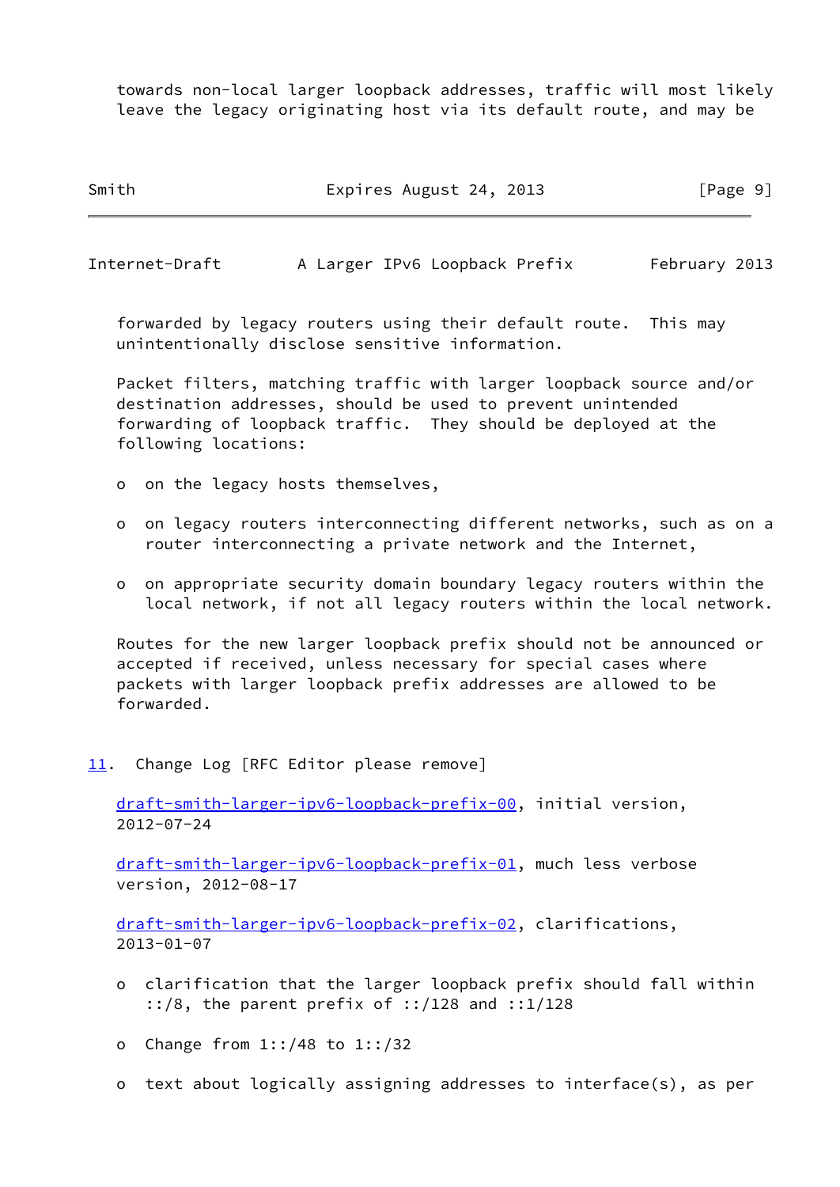towards non-local larger loopback addresses, traffic will most likely leave the legacy originating host via its default route, and may be forwarded by legacy routers using their default route. This may unintentionally disclose sensitive information.

Packet filters, matching traffic with larger loopback source and/or destination addresses, should be used to prevent unintended forwarding of loopback traffic. They should be deployed at the following locations:

- on the legacy hosts themselves,
- on legacy routers interconnecting different networks, such as on a router interconnecting a private network and the Internet,
- on appropriate security domain boundary legacy routers within the local network, if not all legacy routers within the local network.

Routes for the new larger loopback prefix should not be announced or accepted if received, unless necessary for special cases where packets with larger loopback prefix addresses are allowed to be forwarded.

## 11. Change Log [RFC Editor please remove]

draft-smith-larger-ipv6-loopback-prefix-00, initial version, 2012-07-24

draft-smith-larger-ipv6-loopback-prefix-01, much less verbose version, 2012-08-17

draft-smith-larger-ipv6-loopback-prefix-02, clarifications, 2013-01-07

- clarification that the larger loopback prefix should fall within ::/8, the parent prefix of ::/128 and ::1/128
- Change from 1::/48 to 1::/32
- text about logically assigning addresses to interface(s), as per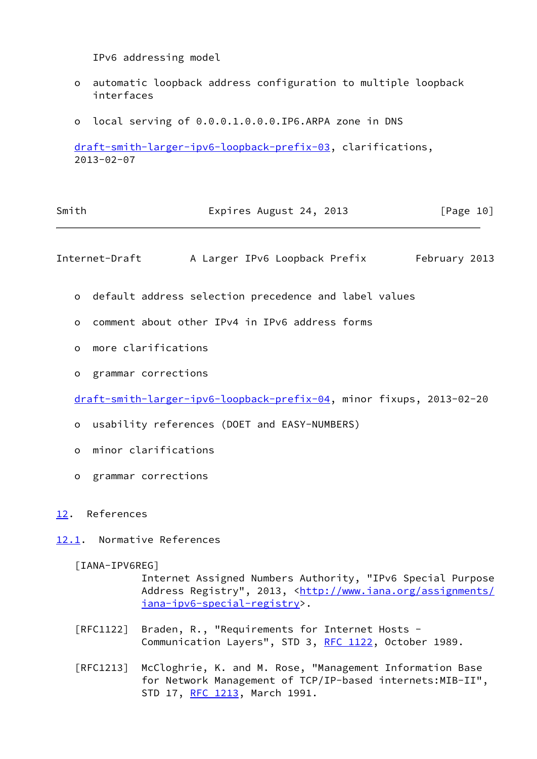IPv6 addressing model

- automatic loopback address configuration to multiple loopback interfaces

- local serving of 0.0.0.1.0.0.0.IP6.ARPA zone in DNS

draft-smith-larger-ipv6-loopback-prefix-03, clarifications, 2013-02-07

- default address selection precedence and label values

- comment about other IPv4 in IPv6 address forms

- more clarifications

- grammar corrections

draft-smith-larger-ipv6-loopback-prefix-04, minor fixups, 2013-02-20

- usability references (DOET and EASY-NUMBERS)

- minor clarifications

- grammar corrections

## 12. References

### 12.1. Normative References

[IANA-IPV6REG]
Internet Assigned Numbers Authority, "IPv6 Special Purpose Address Registry", 2013, <http://www.iana.org/assignments/iana-ipv6-special-registry>.

[RFC1122] Braden, R., "Requirements for Internet Hosts - Communication Layers", STD 3, RFC 1122, October 1989.

[RFC1213] McCloghrie, K. and M. Rose, "Management Information Base for Network Management of TCP/IP-based internets:MIB-II", STD 17, RFC 1213, March 1991.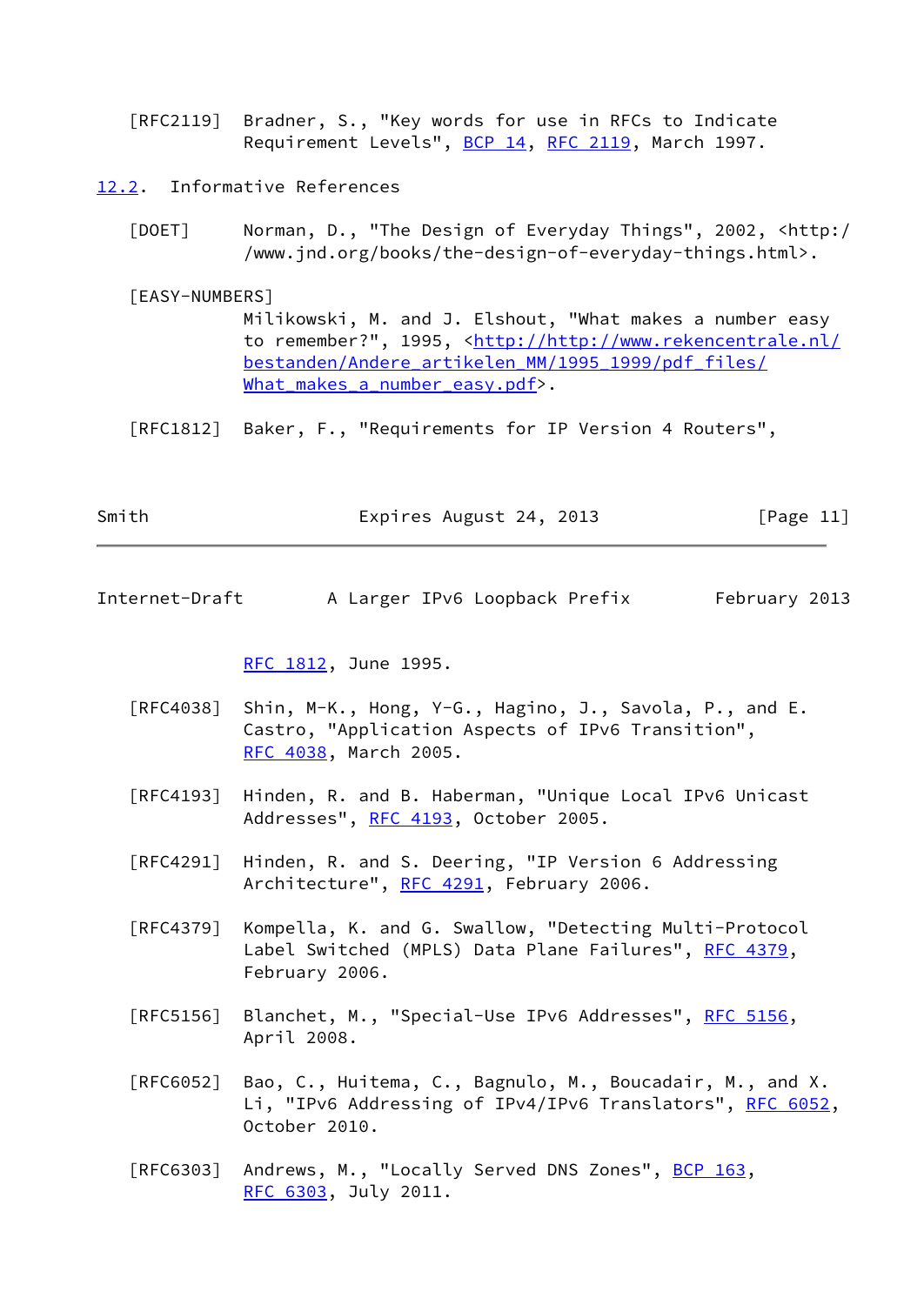[RFC2119] Bradner, S., "Key words for use in RFCs to Indicate Requirement Levels", BCP 14, RFC 2119, March 1997.

## 12.2. Informative References

[DOET] Norman, D., "The Design of Everyday Things", 2002, <http://www.jnd.org/books/the-design-of-everyday-things.html>.

[EASY-NUMBERS] Milikowski, M. and J. Elshout, "What makes a number easy to remember?", 1995, <http://http://www.rekencentrale.nl/bestanden/Andere_artikelen_MM/1995_1999/pdf_files/What_makes_a_number_easy.pdf>.

[RFC1812] Baker, F., "Requirements for IP Version 4 Routers", RFC 1812, June 1995.

[RFC4038] Shin, M-K., Hong, Y-G., Hagino, J., Savola, P., and E. Castro, "Application Aspects of IPv6 Transition", RFC 4038, March 2005.

[RFC4193] Hinden, R. and B. Haberman, "Unique Local IPv6 Unicast Addresses", RFC 4193, October 2005.

[RFC4291] Hinden, R. and S. Deering, "IP Version 6 Addressing Architecture", RFC 4291, February 2006.

[RFC4379] Kompella, K. and G. Swallow, "Detecting Multi-Protocol Label Switched (MPLS) Data Plane Failures", RFC 4379, February 2006.

[RFC5156] Blanchet, M., "Special-Use IPv6 Addresses", RFC 5156, April 2008.

[RFC6052] Bao, C., Huitema, C., Bagnulo, M., Boucadair, M., and X. Li, "IPv6 Addressing of IPv4/IPv6 Translators", RFC 6052, October 2010.

[RFC6303] Andrews, M., "Locally Served DNS Zones", BCP 163, RFC 6303, July 2011.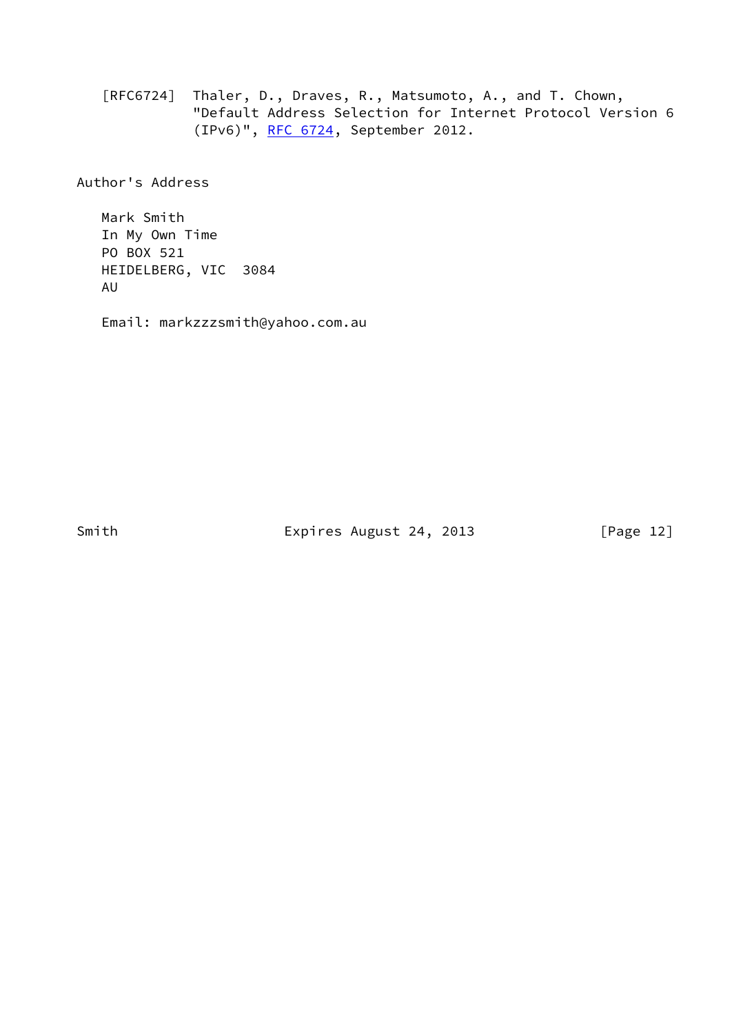[RFC6724] Thaler, D., Draves, R., Matsumoto, A., and T. Chown, "Default Address Selection for Internet Protocol Version 6 (IPv6)", RFC 6724, September 2012.

## Author's Address

Mark Smith
In My Own Time
PO BOX 521
HEIDELBERG, VIC 3084
AU

Email: markzzzsmith@yahoo.com.au